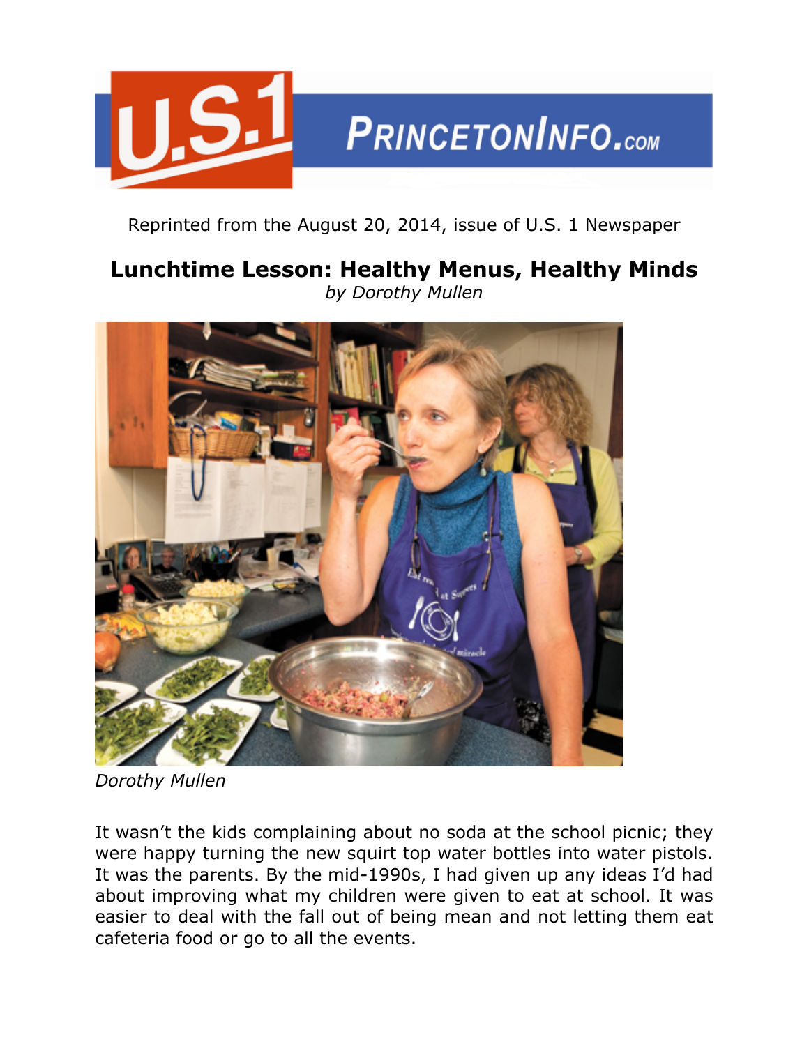Reprinted from the August 20, 2014, issue of U.S. 1 Newspaper

# Lunchtime Lesson: Healthy Menus, Healthy Minds

*by Dorothy Mullen*

*Dorothy Mullen*

It wasn't the kids complaining about no soda at the school picnic; they were happy turning the new squirt top water bottles into water pistols. It was the parents. By the mid-1990s, I had given up any ideas I'd had about improving what my children were given to eat at school. It was easier to deal with the fall out of being mean and not letting them eat cafeteria food or go to all the events.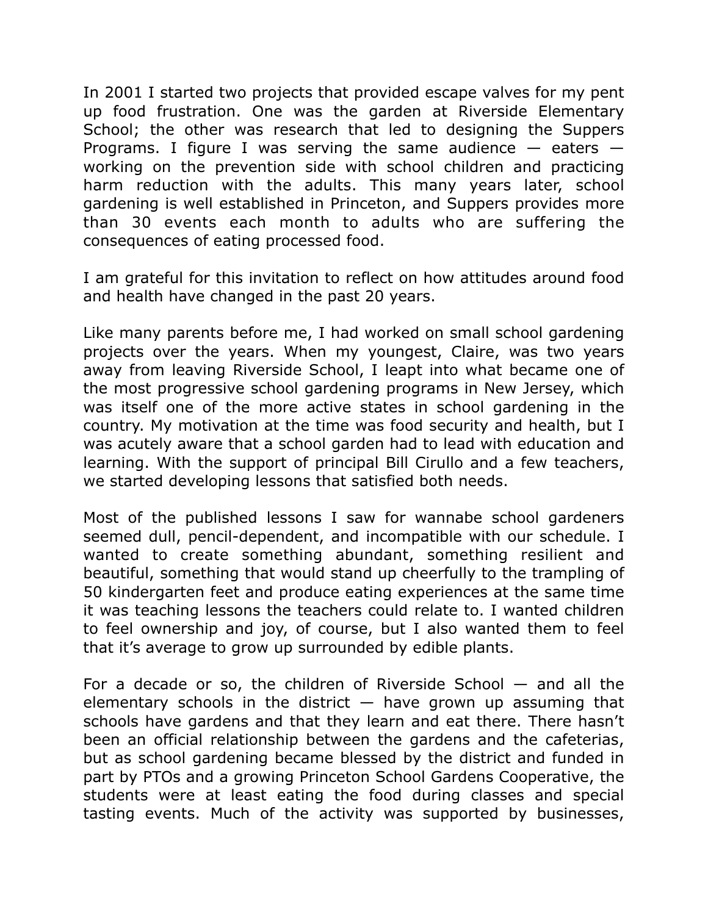In 2001 I started two projects that provided escape valves for my pent up food frustration. One was the garden at Riverside Elementary School; the other was research that led to designing the Suppers Programs. I figure I was serving the same audience — eaters — working on the prevention side with school children and practicing harm reduction with the adults. This many years later, school gardening is well established in Princeton, and Suppers provides more than 30 events each month to adults who are suffering the consequences of eating processed food.

I am grateful for this invitation to reflect on how attitudes around food and health have changed in the past 20 years.

Like many parents before me, I had worked on small school gardening projects over the years. When my youngest, Claire, was two years away from leaving Riverside School, I leapt into what became one of the most progressive school gardening programs in New Jersey, which was itself one of the more active states in school gardening in the country. My motivation at the time was food security and health, but I was acutely aware that a school garden had to lead with education and learning. With the support of principal Bill Cirullo and a few teachers, we started developing lessons that satisfied both needs.

Most of the published lessons I saw for wannabe school gardeners seemed dull, pencil-dependent, and incompatible with our schedule. I wanted to create something abundant, something resilient and beautiful, something that would stand up cheerfully to the trampling of 50 kindergarten feet and produce eating experiences at the same time it was teaching lessons the teachers could relate to. I wanted children to feel ownership and joy, of course, but I also wanted them to feel that it's average to grow up surrounded by edible plants.

For a decade or so, the children of Riverside School — and all the elementary schools in the district — have grown up assuming that schools have gardens and that they learn and eat there. There hasn't been an official relationship between the gardens and the cafeterias, but as school gardening became blessed by the district and funded in part by PTOs and a growing Princeton School Gardens Cooperative, the students were at least eating the food during classes and special tasting events. Much of the activity was supported by businesses,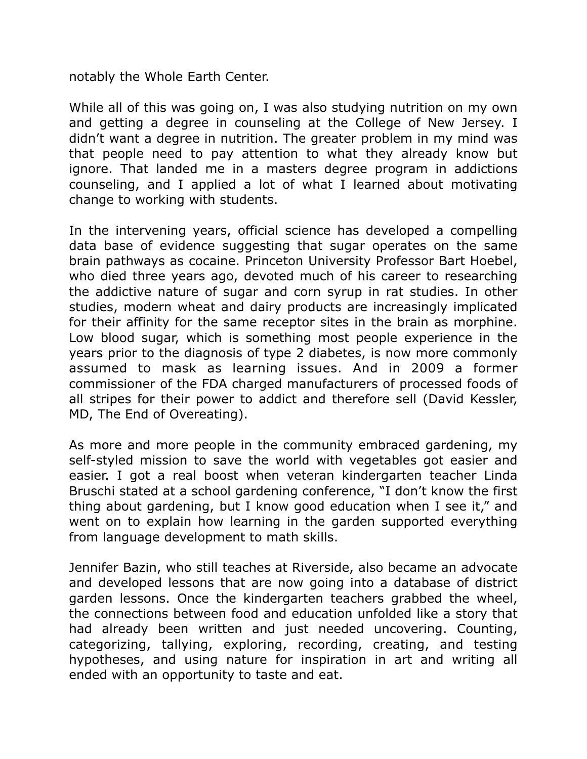notably the Whole Earth Center.

While all of this was going on, I was also studying nutrition on my own and getting a degree in counseling at the College of New Jersey. I didn't want a degree in nutrition. The greater problem in my mind was that people need to pay attention to what they already know but ignore. That landed me in a masters degree program in addictions counseling, and I applied a lot of what I learned about motivating change to working with students.

In the intervening years, official science has developed a compelling data base of evidence suggesting that sugar operates on the same brain pathways as cocaine. Princeton University Professor Bart Hoebel, who died three years ago, devoted much of his career to researching the addictive nature of sugar and corn syrup in rat studies. In other studies, modern wheat and dairy products are increasingly implicated for their affinity for the same receptor sites in the brain as morphine. Low blood sugar, which is something most people experience in the years prior to the diagnosis of type 2 diabetes, is now more commonly assumed to mask as learning issues. And in 2009 a former commissioner of the FDA charged manufacturers of processed foods of all stripes for their power to addict and therefore sell (David Kessler, MD, The End of Overeating).

As more and more people in the community embraced gardening, my self-styled mission to save the world with vegetables got easier and easier. I got a real boost when veteran kindergarten teacher Linda Bruschi stated at a school gardening conference, "I don't know the first thing about gardening, but I know good education when I see it," and went on to explain how learning in the garden supported everything from language development to math skills.

Jennifer Bazin, who still teaches at Riverside, also became an advocate and developed lessons that are now going into a database of district garden lessons. Once the kindergarten teachers grabbed the wheel, the connections between food and education unfolded like a story that had already been written and just needed uncovering. Counting, categorizing, tallying, exploring, recording, creating, and testing hypotheses, and using nature for inspiration in art and writing all ended with an opportunity to taste and eat.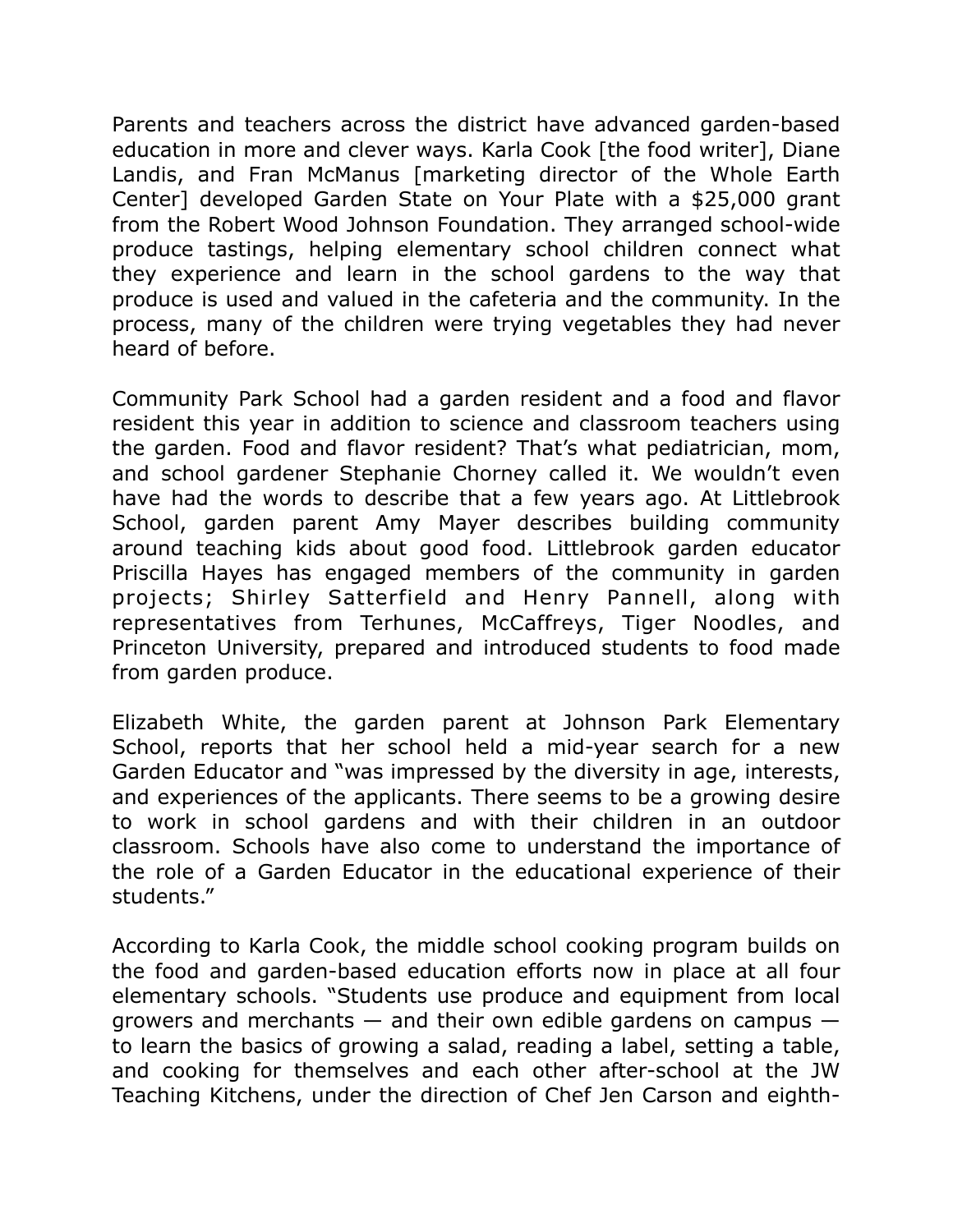Parents and teachers across the district have advanced garden-based education in more and clever ways. Karla Cook [the food writer], Diane Landis, and Fran McManus [marketing director of the Whole Earth Center] developed Garden State on Your Plate with a $25,000 grant from the Robert Wood Johnson Foundation. They arranged school-wide produce tastings, helping elementary school children connect what they experience and learn in the school gardens to the way that produce is used and valued in the cafeteria and the community. In the process, many of the children were trying vegetables they had never heard of before.

Community Park School had a garden resident and a food and flavor resident this year in addition to science and classroom teachers using the garden. Food and flavor resident? That's what pediatrician, mom, and school gardener Stephanie Chorney called it. We wouldn't even have had the words to describe that a few years ago. At Littlebrook School, garden parent Amy Mayer describes building community around teaching kids about good food. Littlebrook garden educator Priscilla Hayes has engaged members of the community in garden projects; Shirley Satterfield and Henry Pannell, along with representatives from Terhunes, McCaffreys, Tiger Noodles, and Princeton University, prepared and introduced students to food made from garden produce.

Elizabeth White, the garden parent at Johnson Park Elementary School, reports that her school held a mid-year search for a new Garden Educator and "was impressed by the diversity in age, interests, and experiences of the applicants. There seems to be a growing desire to work in school gardens and with their children in an outdoor classroom. Schools have also come to understand the importance of the role of a Garden Educator in the educational experience of their students."

According to Karla Cook, the middle school cooking program builds on the food and garden-based education efforts now in place at all four elementary schools. "Students use produce and equipment from local growers and merchants — and their own edible gardens on campus — to learn the basics of growing a salad, reading a label, setting a table, and cooking for themselves and each other after-school at the JW Teaching Kitchens, under the direction of Chef Jen Carson and eighth-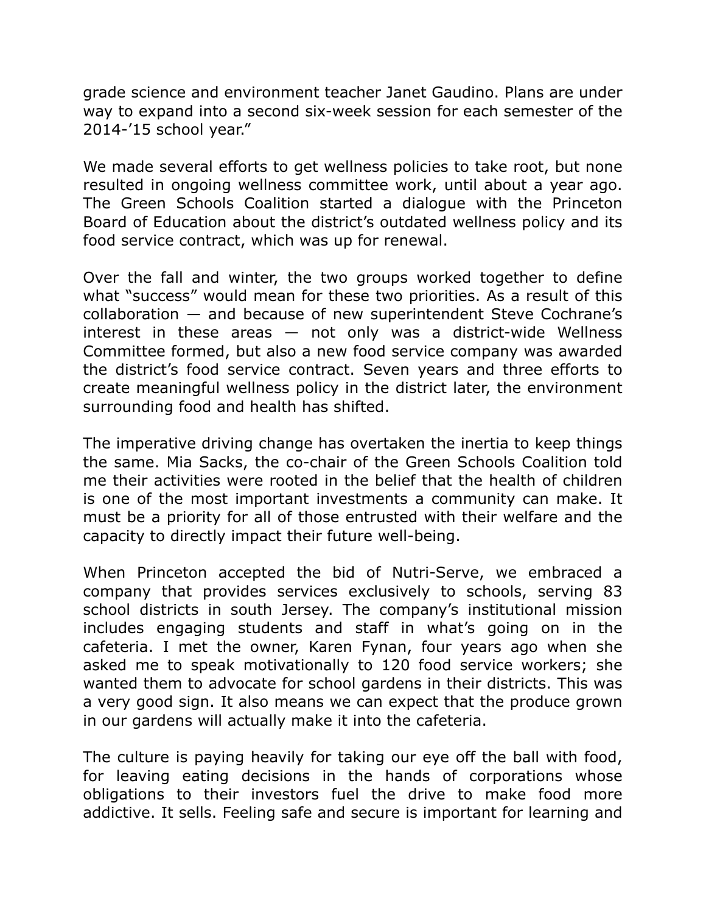grade science and environment teacher Janet Gaudino. Plans are under way to expand into a second six-week session for each semester of the 2014-'15 school year."

We made several efforts to get wellness policies to take root, but none resulted in ongoing wellness committee work, until about a year ago. The Green Schools Coalition started a dialogue with the Princeton Board of Education about the district's outdated wellness policy and its food service contract, which was up for renewal.

Over the fall and winter, the two groups worked together to define what "success" would mean for these two priorities. As a result of this collaboration — and because of new superintendent Steve Cochrane's interest in these areas — not only was a district-wide Wellness Committee formed, but also a new food service company was awarded the district's food service contract. Seven years and three efforts to create meaningful wellness policy in the district later, the environment surrounding food and health has shifted.

The imperative driving change has overtaken the inertia to keep things the same. Mia Sacks, the co-chair of the Green Schools Coalition told me their activities were rooted in the belief that the health of children is one of the most important investments a community can make. It must be a priority for all of those entrusted with their welfare and the capacity to directly impact their future well-being.

When Princeton accepted the bid of Nutri-Serve, we embraced a company that provides services exclusively to schools, serving 83 school districts in south Jersey. The company's institutional mission includes engaging students and staff in what's going on in the cafeteria. I met the owner, Karen Fynan, four years ago when she asked me to speak motivationally to 120 food service workers; she wanted them to advocate for school gardens in their districts. This was a very good sign. It also means we can expect that the produce grown in our gardens will actually make it into the cafeteria.

The culture is paying heavily for taking our eye off the ball with food, for leaving eating decisions in the hands of corporations whose obligations to their investors fuel the drive to make food more addictive. It sells. Feeling safe and secure is important for learning and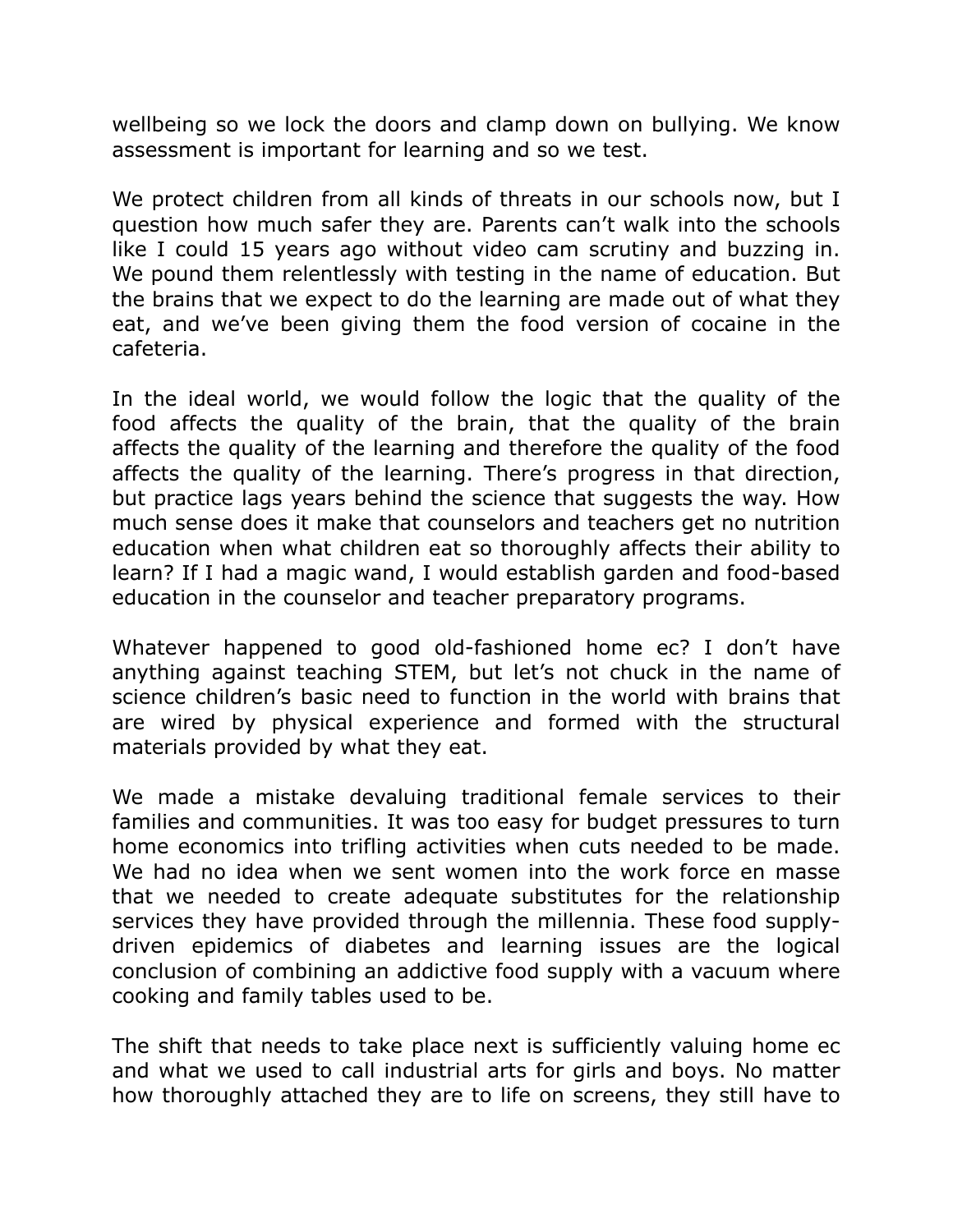wellbeing so we lock the doors and clamp down on bullying. We know assessment is important for learning and so we test.

We protect children from all kinds of threats in our schools now, but I question how much safer they are. Parents can't walk into the schools like I could 15 years ago without video cam scrutiny and buzzing in. We pound them relentlessly with testing in the name of education. But the brains that we expect to do the learning are made out of what they eat, and we've been giving them the food version of cocaine in the cafeteria.

In the ideal world, we would follow the logic that the quality of the food affects the quality of the brain, that the quality of the brain affects the quality of the learning and therefore the quality of the food affects the quality of the learning. There's progress in that direction, but practice lags years behind the science that suggests the way. How much sense does it make that counselors and teachers get no nutrition education when what children eat so thoroughly affects their ability to learn? If I had a magic wand, I would establish garden and food-based education in the counselor and teacher preparatory programs.

Whatever happened to good old-fashioned home ec? I don't have anything against teaching STEM, but let's not chuck in the name of science children's basic need to function in the world with brains that are wired by physical experience and formed with the structural materials provided by what they eat.

We made a mistake devaluing traditional female services to their families and communities. It was too easy for budget pressures to turn home economics into trifling activities when cuts needed to be made. We had no idea when we sent women into the work force en masse that we needed to create adequate substitutes for the relationship services they have provided through the millennia. These food supply-driven epidemics of diabetes and learning issues are the logical conclusion of combining an addictive food supply with a vacuum where cooking and family tables used to be.

The shift that needs to take place next is sufficiently valuing home ec and what we used to call industrial arts for girls and boys. No matter how thoroughly attached they are to life on screens, they still have to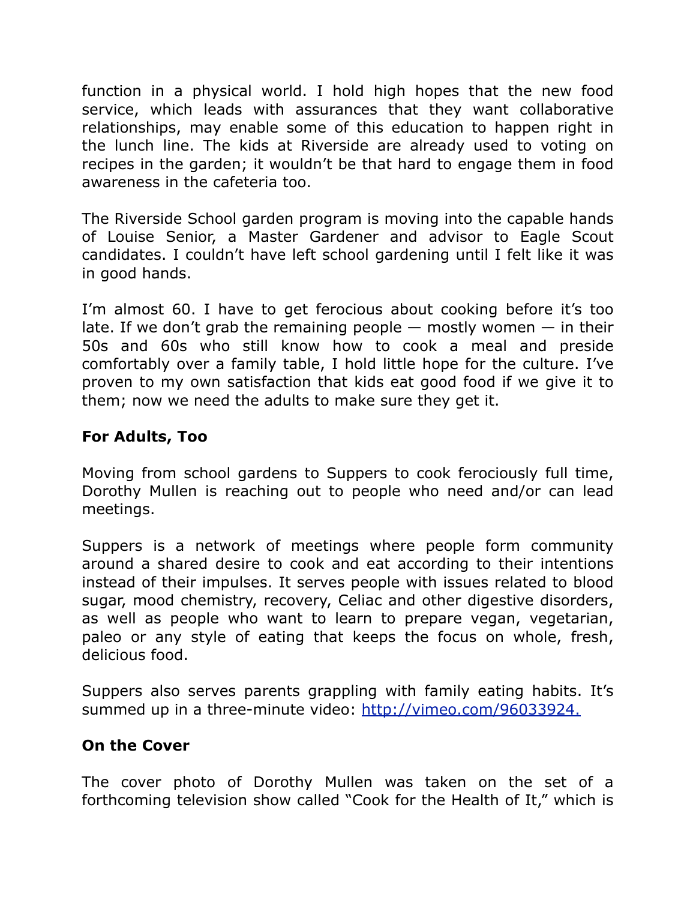function in a physical world. I hold high hopes that the new food service, which leads with assurances that they want collaborative relationships, may enable some of this education to happen right in the lunch line. The kids at Riverside are already used to voting on recipes in the garden; it wouldn't be that hard to engage them in food awareness in the cafeteria too.

The Riverside School garden program is moving into the capable hands of Louise Senior, a Master Gardener and advisor to Eagle Scout candidates. I couldn't have left school gardening until I felt like it was in good hands.

I'm almost 60. I have to get ferocious about cooking before it's too late. If we don't grab the remaining people — mostly women — in their 50s and 60s who still know how to cook a meal and preside comfortably over a family table, I hold little hope for the culture. I've proven to my own satisfaction that kids eat good food if we give it to them; now we need the adults to make sure they get it.

**For Adults, Too**

Moving from school gardens to Suppers to cook ferociously full time, Dorothy Mullen is reaching out to people who need and/or can lead meetings.

Suppers is a network of meetings where people form community around a shared desire to cook and eat according to their intentions instead of their impulses. It serves people with issues related to blood sugar, mood chemistry, recovery, Celiac and other digestive disorders, as well as people who want to learn to prepare vegan, vegetarian, paleo or any style of eating that keeps the focus on whole, fresh, delicious food.

Suppers also serves parents grappling with family eating habits. It's summed up in a three-minute video: [http://vimeo.com/96033924.](http://vimeo.com/96033924)

**On the Cover**

The cover photo of Dorothy Mullen was taken on the set of a forthcoming television show called "Cook for the Health of It," which is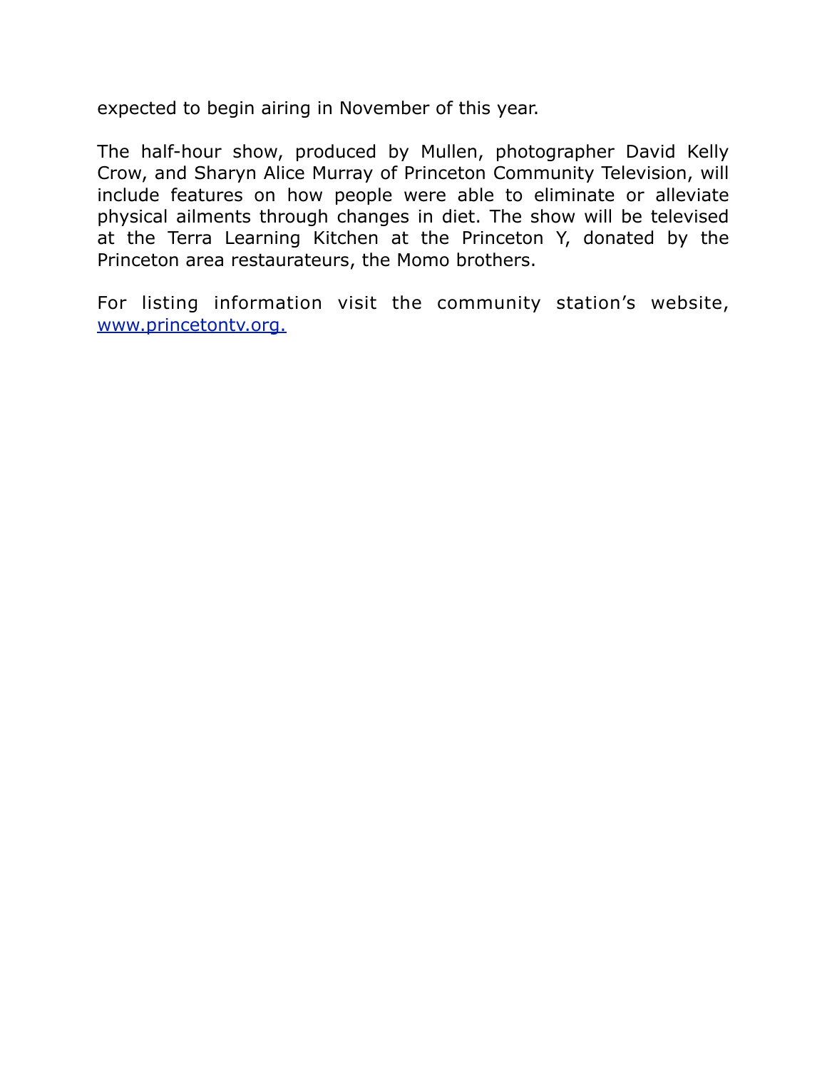expected to begin airing in November of this year.

The half-hour show, produced by Mullen, photographer David Kelly Crow, and Sharyn Alice Murray of Princeton Community Television, will include features on how people were able to eliminate or alleviate physical ailments through changes in diet. The show will be televised at the Terra Learning Kitchen at the Princeton Y, donated by the Princeton area restaurateurs, the Momo brothers.

For listing information visit the community station's website, [www.princetontv.org.](http://www.princetontv.org)